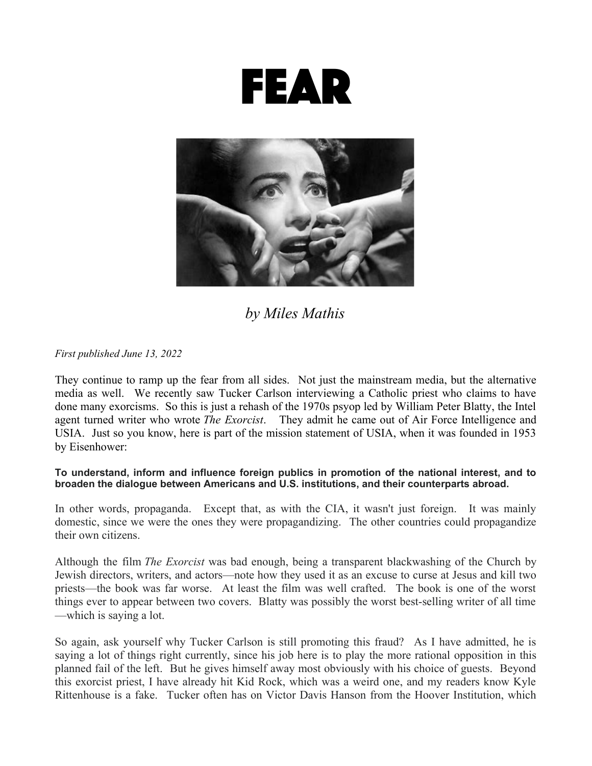# FEAR

*by Miles Mathis*

*First published June 13, 2022*

They continue to ramp up the fear from all sides. Not just the mainstream media, but the alternative media as well. We recently saw Tucker Carlson interviewing a Catholic priest who claims to have done many exorcisms. So this is just a rehash of the 1970s psyop led by William Peter Blatty, the Intel agent turned writer who wrote *The Exorcist*. They admit he came out of Air Force Intelligence and USIA. Just so you know, here is part of the mission statement of USIA, when it was founded in 1953 by Eisenhower:

**To understand, inform and influence foreign publics in promotion of the national interest, and to broaden the dialogue between Americans and U.S. institutions, and their counterparts abroad.**

In other words, propaganda. Except that, as with the CIA, it wasn't just foreign. It was mainly domestic, since we were the ones they were propagandizing. The other countries could propagandize their own citizens.

Although the film *The Exorcist* was bad enough, being a transparent blackwashing of the Church by Jewish directors, writers, and actors—note how they used it as an excuse to curse at Jesus and kill two priests—the book was far worse. At least the film was well crafted. The book is one of the worst things ever to appear between two covers. Blatty was possibly the worst best-selling writer of all time—which is saying a lot.

So again, ask yourself why Tucker Carlson is still promoting this fraud? As I have admitted, he is saying a lot of things right currently, since his job here is to play the more rational opposition in this planned fail of the left. But he gives himself away most obviously with his choice of guests. Beyond this exorcist priest, I have already hit Kid Rock, which was a weird one, and my readers know Kyle Rittenhouse is a fake. Tucker often has on Victor Davis Hanson from the Hoover Institution, which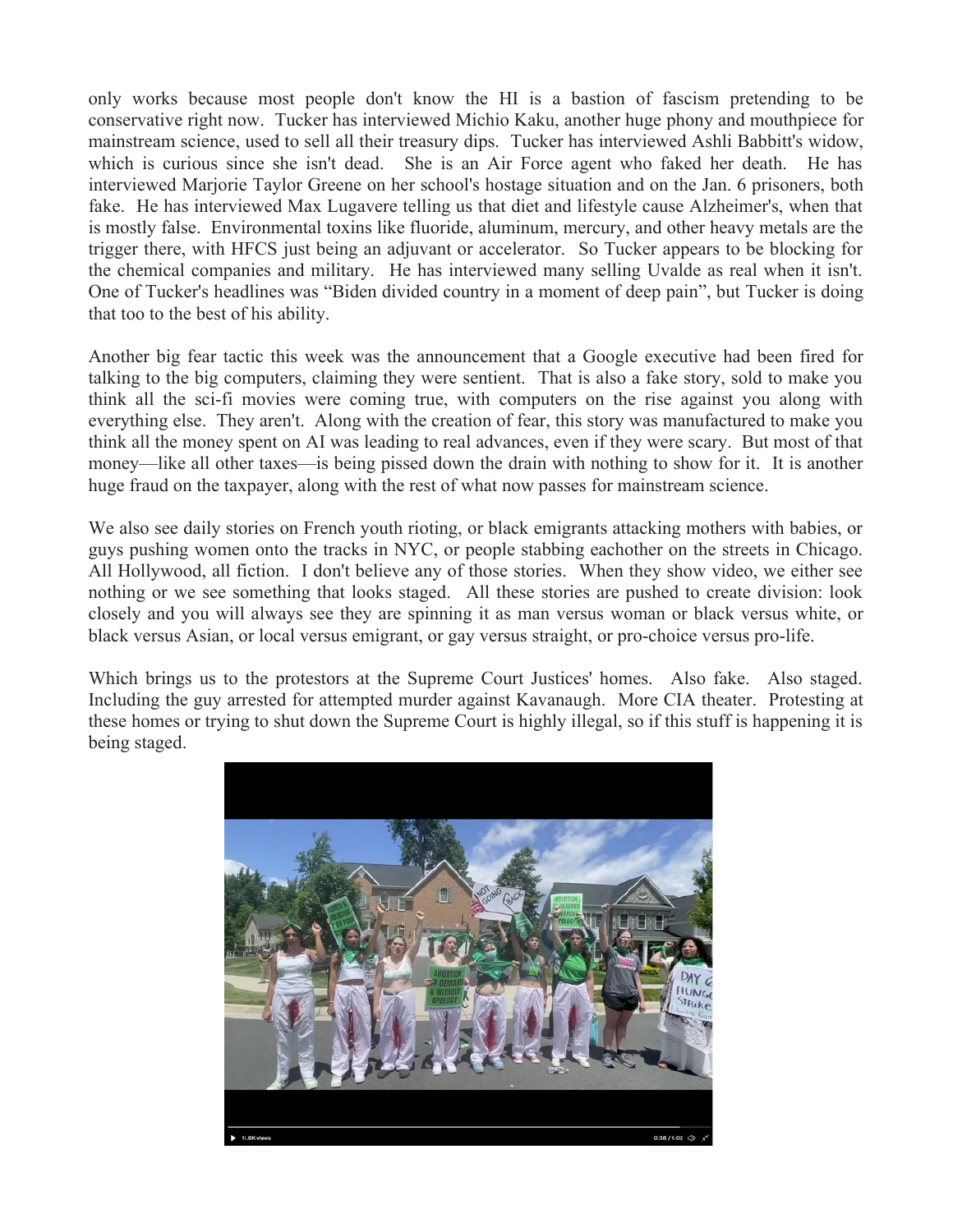only works because most people don't know the HI is a bastion of fascism pretending to be conservative right now. Tucker has interviewed Michio Kaku, another huge phony and mouthpiece for mainstream science, used to sell all their treasury dips. Tucker has interviewed Ashli Babbitt's widow, which is curious since she isn't dead. She is an Air Force agent who faked her death. He has interviewed Marjorie Taylor Greene on her school's hostage situation and on the Jan. 6 prisoners, both fake. He has interviewed Max Lugavere telling us that diet and lifestyle cause Alzheimer's, when that is mostly false. Environmental toxins like fluoride, aluminum, mercury, and other heavy metals are the trigger there, with HFCS just being an adjuvant or accelerator. So Tucker appears to be blocking for the chemical companies and military. He has interviewed many selling Uvalde as real when it isn't. One of Tucker's headlines was "Biden divided country in a moment of deep pain", but Tucker is doing that too to the best of his ability.

Another big fear tactic this week was the announcement that a Google executive had been fired for talking to the big computers, claiming they were sentient. That is also a fake story, sold to make you think all the sci-fi movies were coming true, with computers on the rise against you along with everything else. They aren't. Along with the creation of fear, this story was manufactured to make you think all the money spent on AI was leading to real advances, even if they were scary. But most of that money—like all other taxes—is being pissed down the drain with nothing to show for it. It is another huge fraud on the taxpayer, along with the rest of what now passes for mainstream science.

We also see daily stories on French youth rioting, or black emigrants attacking mothers with babies, or guys pushing women onto the tracks in NYC, or people stabbing eachother on the streets in Chicago. All Hollywood, all fiction. I don't believe any of those stories. When they show video, we either see nothing or we see something that looks staged. All these stories are pushed to create division: look closely and you will always see they are spinning it as man versus woman or black versus white, or black versus Asian, or local versus emigrant, or gay versus straight, or pro-choice versus pro-life.

Which brings us to the protestors at the Supreme Court Justices' homes. Also fake. Also staged. Including the guy arrested for attempted murder against Kavanaugh. More CIA theater. Protesting at these homes or trying to shut down the Supreme Court is highly illegal, so if this stuff is happening it is being staged.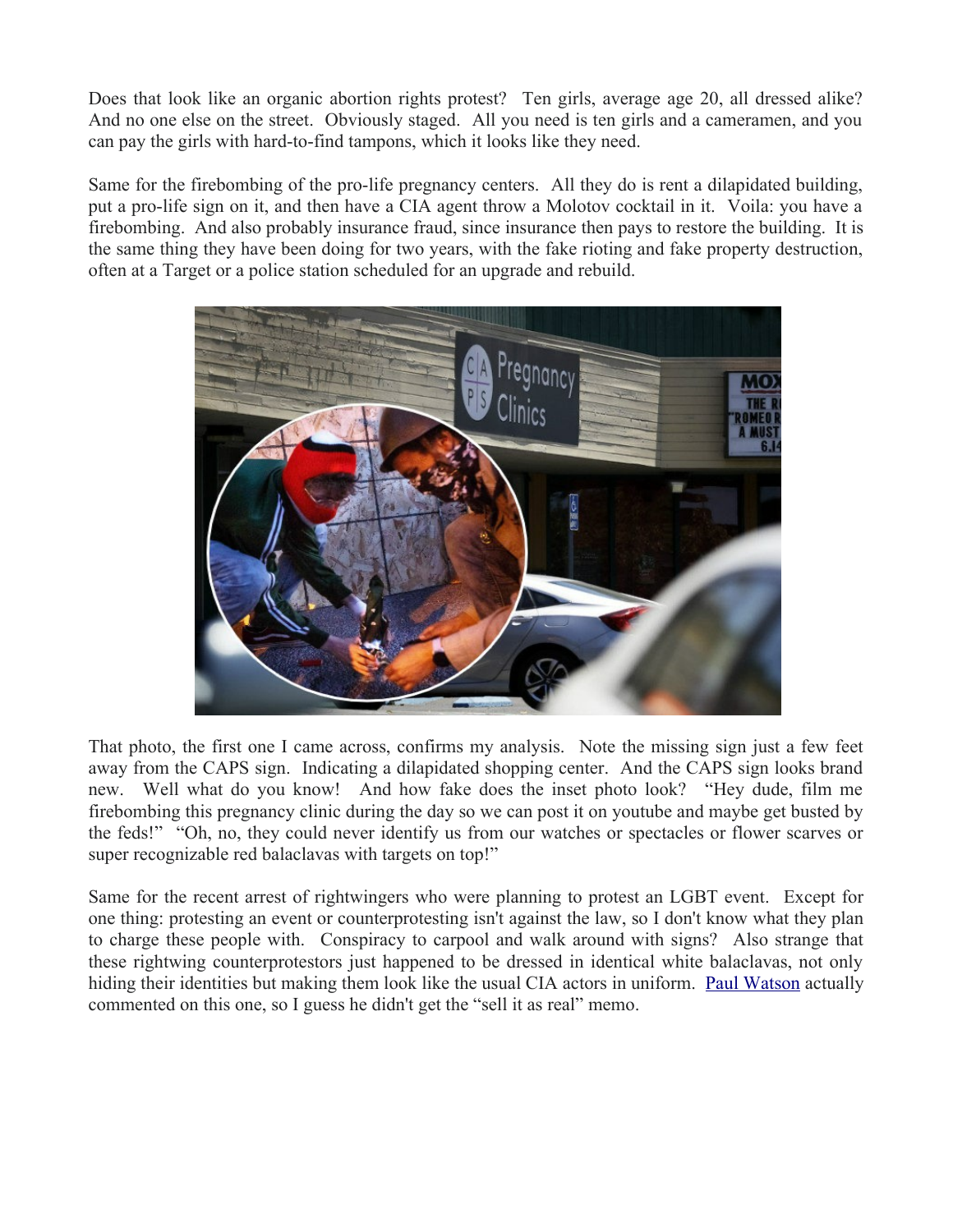Does that look like an organic abortion rights protest? Ten girls, average age 20, all dressed alike? And no one else on the street. Obviously staged. All you need is ten girls and a cameramen, and you can pay the girls with hard-to-find tampons, which it looks like they need.

Same for the firebombing of the pro-life pregnancy centers. All they do is rent a dilapidated building, put a pro-life sign on it, and then have a CIA agent throw a Molotov cocktail in it. Voila: you have a firebombing. And also probably insurance fraud, since insurance then pays to restore the building. It is the same thing they have been doing for two years, with the fake rioting and fake property destruction, often at a Target or a police station scheduled for an upgrade and rebuild.

That photo, the first one I came across, confirms my analysis. Note the missing sign just a few feet away from the CAPS sign. Indicating a dilapidated shopping center. And the CAPS sign looks brand new. Well what do you know! And how fake does the inset photo look? "Hey dude, film me firebombing this pregnancy clinic during the day so we can post it on youtube and maybe get busted by the feds!" "Oh, no, they could never identify us from our watches or spectacles or flower scarves or super recognizable red balaclavas with targets on top!"

Same for the recent arrest of rightwingers who were planning to protest an LGBT event. Except for one thing: protesting an event or counterprotesting isn't against the law, so I don't know what they plan to charge these people with. Conspiracy to carpool and walk around with signs? Also strange that these rightwing counterprotestors just happened to be dressed in identical white balaclavas, not only hiding their identities but making them look like the usual CIA actors in uniform. Paul Watson actually commented on this one, so I guess he didn't get the "sell it as real" memo.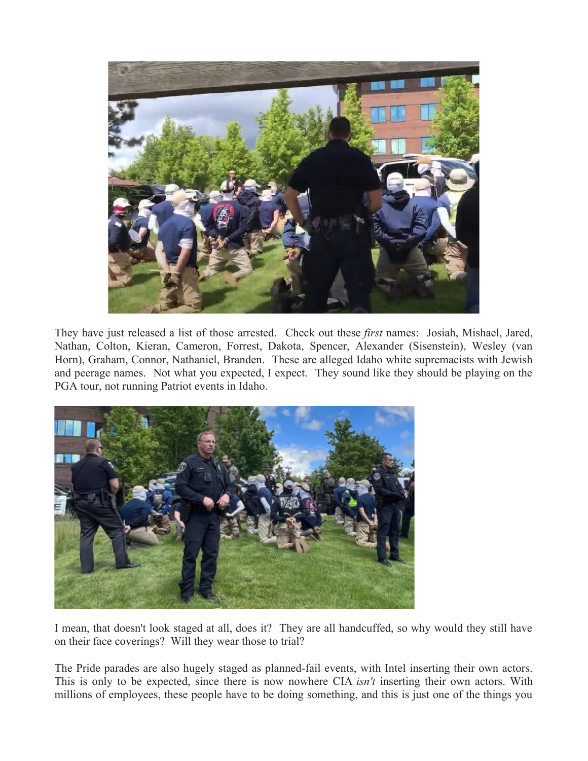They have just released a list of those arrested. Check out these *first* names: Josiah, Mishael, Jared, Nathan, Colton, Kieran, Cameron, Forrest, Dakota, Spencer, Alexander (Sisenstein), Wesley (van Horn), Graham, Connor, Nathaniel, Branden. These are alleged Idaho white supremacists with Jewish and peerage names. Not what you expected, I expect. They sound like they should be playing on the PGA tour, not running Patriot events in Idaho.

I mean, that doesn't look staged at all, does it? They are all handcuffed, so why would they still have on their face coverings? Will they wear those to trial?

The Pride parades are also hugely staged as planned-fail events, with Intel inserting their own actors. This is only to be expected, since there is now nowhere CIA *isn't* inserting their own actors. With millions of employees, these people have to be doing something, and this is just one of the things you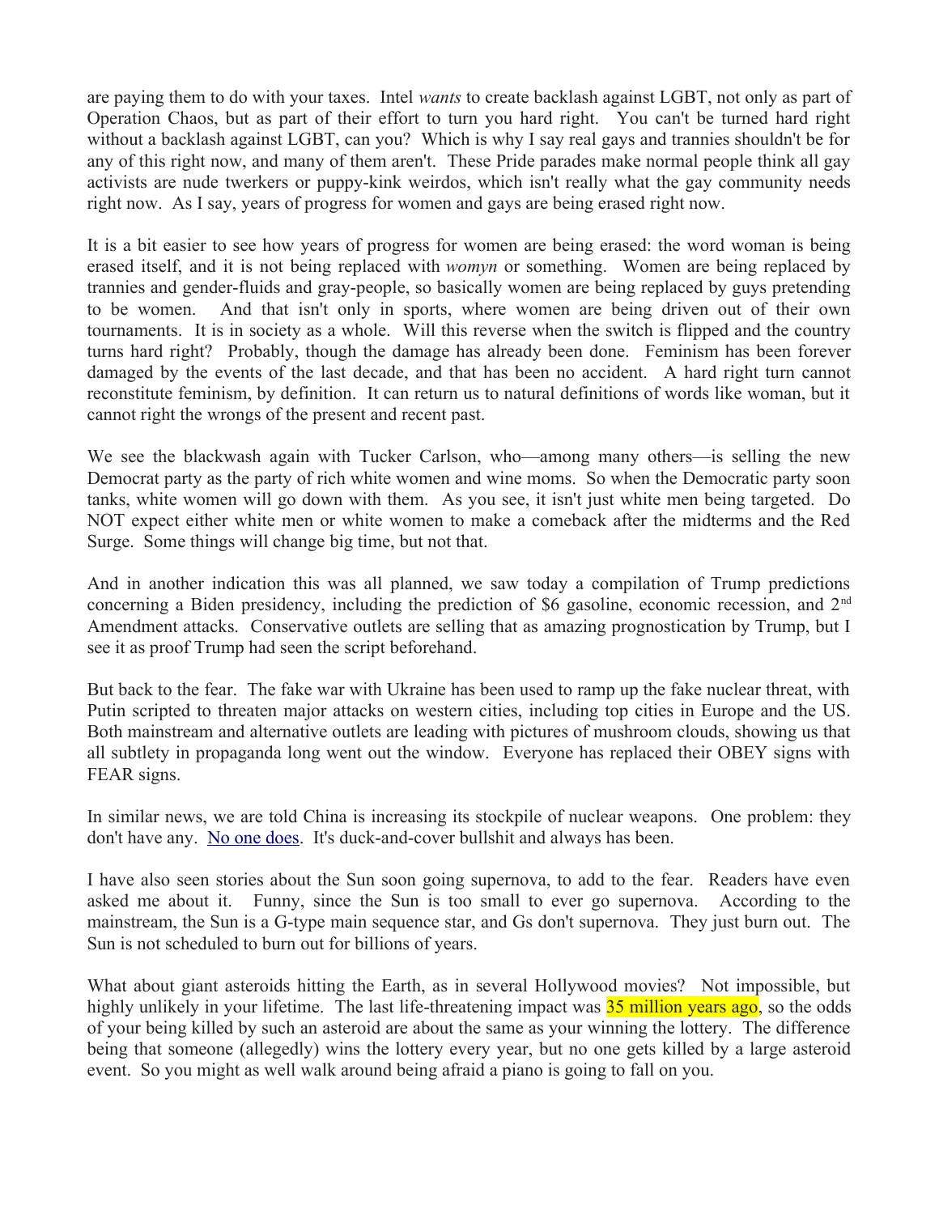are paying them to do with your taxes. Intel *wants* to create backlash against LGBT, not only as part of Operation Chaos, but as part of their effort to turn you hard right. You can't be turned hard right without a backlash against LGBT, can you? Which is why I say real gays and trannies shouldn't be for any of this right now, and many of them aren't. These Pride parades make normal people think all gay activists are nude twerkers or puppy-kink weirdos, which isn't really what the gay community needs right now. As I say, years of progress for women and gays are being erased right now.

It is a bit easier to see how years of progress for women are being erased: the word woman is being erased itself, and it is not being replaced with *womyn* or something. Women are being replaced by trannies and gender-fluids and gray-people, so basically women are being replaced by guys pretending to be women. And that isn't only in sports, where women are being driven out of their own tournaments. It is in society as a whole. Will this reverse when the switch is flipped and the country turns hard right? Probably, though the damage has already been done. Feminism has been forever damaged by the events of the last decade, and that has been no accident. A hard right turn cannot reconstitute feminism, by definition. It can return us to natural definitions of words like woman, but it cannot right the wrongs of the present and recent past.

We see the blackwash again with Tucker Carlson, who—among many others—is selling the new Democrat party as the party of rich white women and wine moms. So when the Democratic party soon tanks, white women will go down with them. As you see, it isn't just white men being targeted. Do NOT expect either white men or white women to make a comeback after the midterms and the Red Surge. Some things will change big time, but not that.

And in another indication this was all planned, we saw today a compilation of Trump predictions concerning a Biden presidency, including the prediction of $6 gasoline, economic recession, and 2nd Amendment attacks. Conservative outlets are selling that as amazing prognostication by Trump, but I see it as proof Trump had seen the script beforehand.

But back to the fear. The fake war with Ukraine has been used to ramp up the fake nuclear threat, with Putin scripted to threaten major attacks on western cities, including top cities in Europe and the US. Both mainstream and alternative outlets are leading with pictures of mushroom clouds, showing us that all subtlety in propaganda long went out the window. Everyone has replaced their OBEY signs with FEAR signs.

In similar news, we are told China is increasing its stockpile of nuclear weapons. One problem: they don't have any. No one does. It's duck-and-cover bullshit and always has been.

I have also seen stories about the Sun soon going supernova, to add to the fear. Readers have even asked me about it. Funny, since the Sun is too small to ever go supernova. According to the mainstream, the Sun is a G-type main sequence star, and Gs don't supernova. They just burn out. The Sun is not scheduled to burn out for billions of years.

What about giant asteroids hitting the Earth, as in several Hollywood movies? Not impossible, but highly unlikely in your lifetime. The last life-threatening impact was 35 million years ago, so the odds of your being killed by such an asteroid are about the same as your winning the lottery. The difference being that someone (allegedly) wins the lottery every year, but no one gets killed by a large asteroid event. So you might as well walk around being afraid a piano is going to fall on you.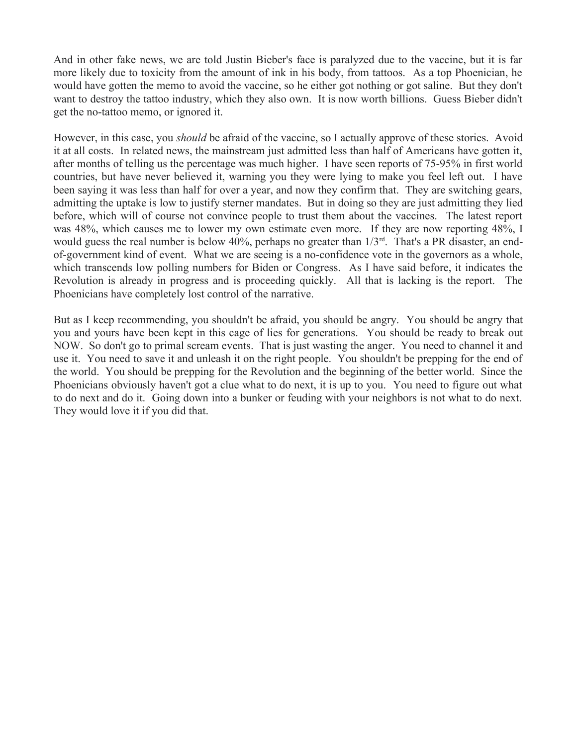And in other fake news, we are told Justin Bieber's face is paralyzed due to the vaccine, but it is far more likely due to toxicity from the amount of ink in his body, from tattoos. As a top Phoenician, he would have gotten the memo to avoid the vaccine, so he either got nothing or got saline. But they don't want to destroy the tattoo industry, which they also own. It is now worth billions. Guess Bieber didn't get the no-tattoo memo, or ignored it.

However, in this case, you *should* be afraid of the vaccine, so I actually approve of these stories. Avoid it at all costs. In related news, the mainstream just admitted less than half of Americans have gotten it, after months of telling us the percentage was much higher. I have seen reports of 75-95% in first world countries, but have never believed it, warning you they were lying to make you feel left out. I have been saying it was less than half for over a year, and now they confirm that. They are switching gears, admitting the uptake is low to justify sterner mandates. But in doing so they are just admitting they lied before, which will of course not convince people to trust them about the vaccines. The latest report was 48%, which causes me to lower my own estimate even more. If they are now reporting 48%, I would guess the real number is below 40%, perhaps no greater than 1/3rd. That's a PR disaster, an end-of-government kind of event. What we are seeing is a no-confidence vote in the governors as a whole, which transcends low polling numbers for Biden or Congress. As I have said before, it indicates the Revolution is already in progress and is proceeding quickly. All that is lacking is the report. The Phoenicians have completely lost control of the narrative.

But as I keep recommending, you shouldn't be afraid, you should be angry. You should be angry that you and yours have been kept in this cage of lies for generations. You should be ready to break out NOW. So don't go to primal scream events. That is just wasting the anger. You need to channel it and use it. You need to save it and unleash it on the right people. You shouldn't be prepping for the end of the world. You should be prepping for the Revolution and the beginning of the better world. Since the Phoenicians obviously haven't got a clue what to do next, it is up to you. You need to figure out what to do next and do it. Going down into a bunker or feuding with your neighbors is not what to do next. They would love it if you did that.